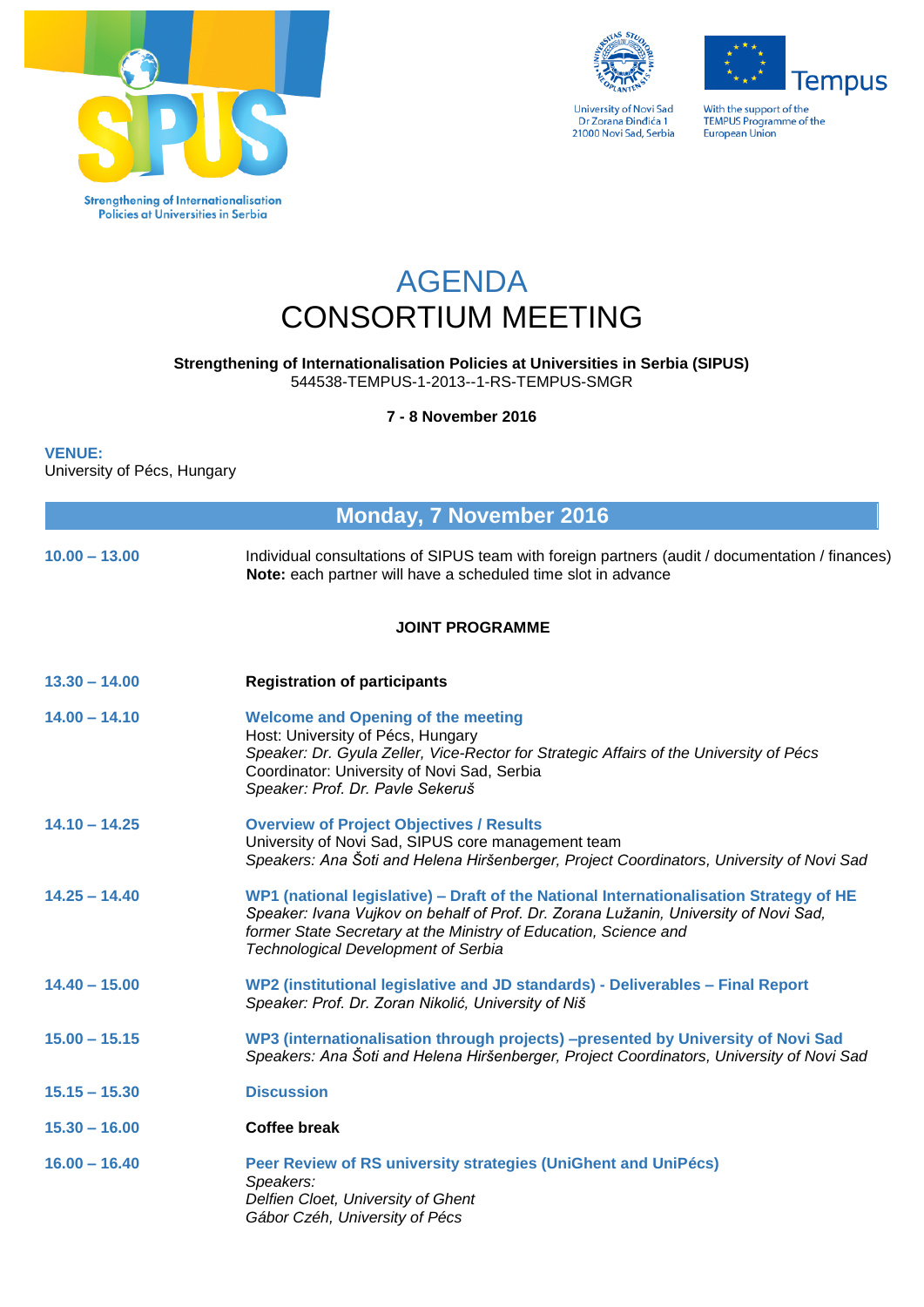Strengthening of Internationalisation Policies at Universities in Serbia

University of Novi Sad
Dr Zorana Đinđića 1
21000 Novi Sad, Serbia

With the support of the TEMPUS Programme of the European Union

# AGENDA
# CONSORTIUM MEETING

**Strengthening of Internationalisation Policies at Universities in Serbia (SIPUS)**
544538-TEMPUS-1-2013--1-RS-TEMPUS-SMGR

**7 - 8 November 2016**

**VENUE:**
University of Pécs, Hungary

## Monday, 7 November 2016

**10.00 – 13.00**

Individual consultations of SIPUS team with foreign partners (audit / documentation / finances)
**Note:** each partner will have a scheduled time slot in advance

**JOINT PROGRAMME**

**13.30 – 14.00**

**Registration of participants**

**14.00 – 14.10**

**Welcome and Opening of the meeting**
Host: University of Pécs, Hungary
*Speaker: Dr. Gyula Zeller, Vice-Rector for Strategic Affairs of the University of Pécs*
Coordinator: University of Novi Sad, Serbia
*Speaker: Prof. Dr. Pavle Sekeruš*

**14.10 – 14.25**

**Overview of Project Objectives / Results**
University of Novi Sad, SIPUS core management team
*Speakers: Ana Šoti and Helena Hiršenberger, Project Coordinators, University of Novi Sad*

**14.25 – 14.40**

**WP1 (national legislative) – Draft of the National Internationalisation Strategy of HE**
*Speaker: Ivana Vujkov on behalf of Prof. Dr. Zorana Lužanin, University of Novi Sad, former State Secretary at the Ministry of Education, Science and Technological Development of Serbia*

**14.40 – 15.00**

**WP2 (institutional legislative and JD standards) - Deliverables – Final Report**
*Speaker: Prof. Dr. Zoran Nikolić, University of Niš*

**15.00 – 15.15**

**WP3 (internationalisation through projects) –presented by University of Novi Sad**
*Speakers: Ana Šoti and Helena Hiršenberger, Project Coordinators, University of Novi Sad*

**15.15 – 15.30**

**Discussion**

**15.30 – 16.00**

**Coffee break**

**16.00 – 16.40**

**Peer Review of RS university strategies (UniGhent and UniPécs)**
*Speakers:*
*Delfien Cloet, University of Ghent*
*Gábor Czéh, University of Pécs*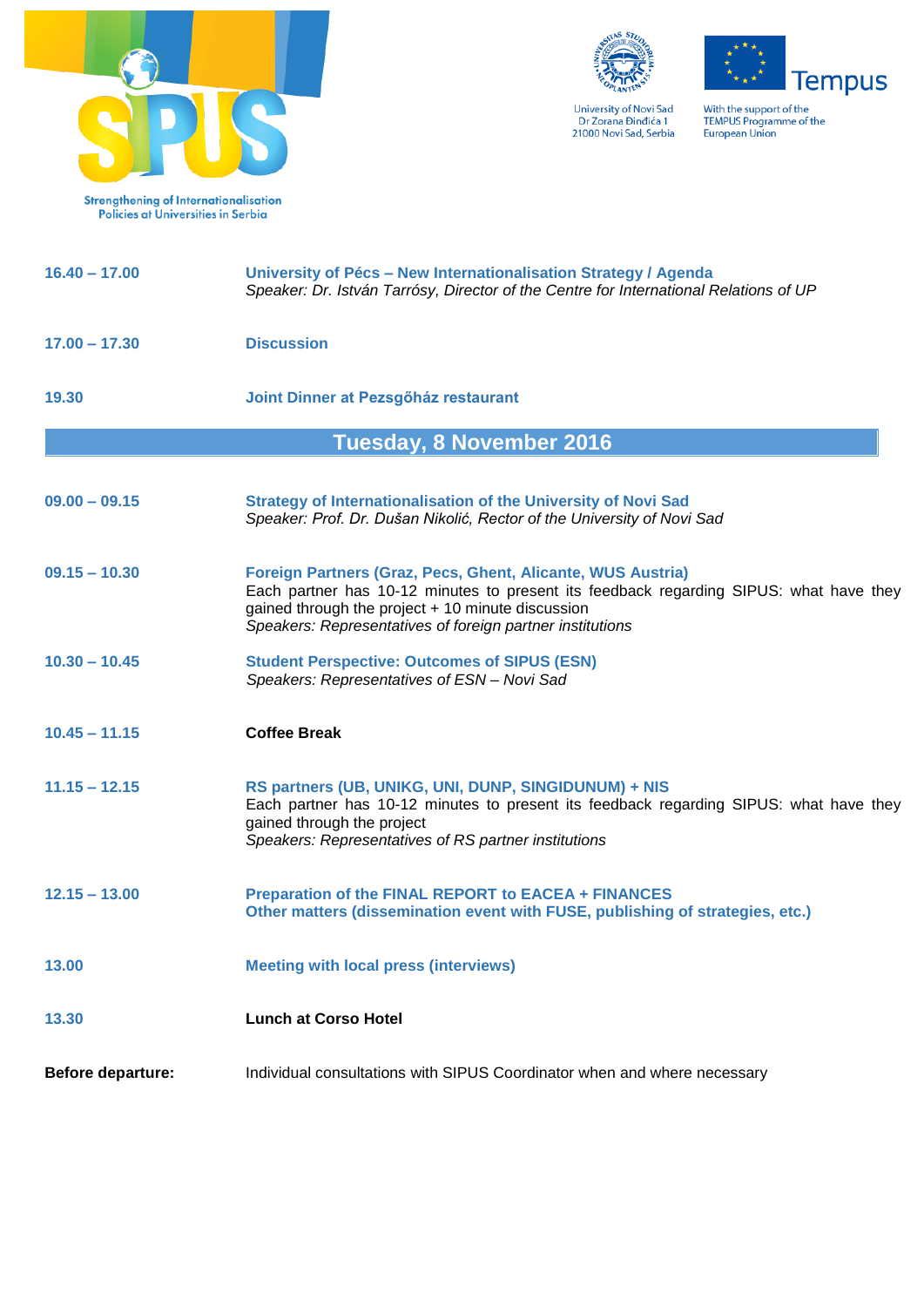| | |
|---|---|
| **16.40 – 17.00** | **University of Pécs – New Internationalisation Strategy / Agenda**<br>*Speaker: Dr. István Tarrósy, Director of the Centre for International Relations of UP* |
| **17.00 – 17.30** | **Discussion** |
| **19.30** | **Joint Dinner at Pezsgőház restaurant** |

## Tuesday, 8 November 2016

| | |
|---|---|
| **09.00 – 09.15** | **Strategy of Internationalisation of the University of Novi Sad**<br>*Speaker: Prof. Dr. Dušan Nikolić, Rector of the University of Novi Sad* |
| **09.15 – 10.30** | **Foreign Partners (Graz, Pecs, Ghent, Alicante, WUS Austria)**<br>Each partner has 10-12 minutes to present its feedback regarding SIPUS: what have they gained through the project + 10 minute discussion<br>*Speakers: Representatives of foreign partner institutions* |
| **10.30 – 10.45** | **Student Perspective: Outcomes of SIPUS (ESN)**<br>*Speakers: Representatives of ESN – Novi Sad* |
| **10.45 – 11.15** | **Coffee Break** |
| **11.15 – 12.15** | **RS partners (UB, UNIKG, UNI, DUNP, SINGIDUNUM) + NIS**<br>Each partner has 10-12 minutes to present its feedback regarding SIPUS: what have they gained through the project<br>*Speakers: Representatives of RS partner institutions* |
| **12.15 – 13.00** | **Preparation of the FINAL REPORT to EACEA + FINANCES**<br>**Other matters (dissemination event with FUSE, publishing of strategies, etc.)** |
| **13.00** | **Meeting with local press (interviews)** |
| **13.30** | **Lunch at Corso Hotel** |
| **Before departure:** | Individual consultations with SIPUS Coordinator when and where necessary |